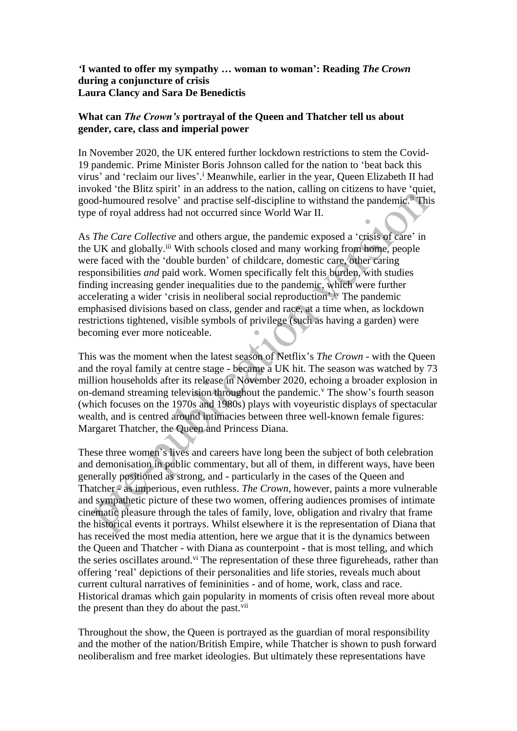**'I wanted to offer my sympathy … woman to woman': Reading *The Crown* during a conjuncture of crisis**
**Laura Clancy and Sara De Benedictis**

**What can *The Crown's* portrayal of the Queen and Thatcher tell us about gender, care, class and imperial power**

In November 2020, the UK entered further lockdown restrictions to stem the Covid-19 pandemic. Prime Minister Boris Johnson called for the nation to 'beat back this virus' and 'reclaim our lives'.[i] Meanwhile, earlier in the year, Queen Elizabeth II had invoked 'the Blitz spirit' in an address to the nation, calling on citizens to have 'quiet, good-humoured resolve' and practise self-discipline to withstand the pandemic.[ii] This type of royal address had not occurred since World War II.

As *The Care Collective* and others argue, the pandemic exposed a 'crisis of care' in the UK and globally.[iii] With schools closed and many working from home, people were faced with the 'double burden' of childcare, domestic care, other caring responsibilities *and* paid work. Women specifically felt this burden, with studies finding increasing gender inequalities due to the pandemic, which were further accelerating a wider 'crisis in neoliberal social reproduction'.[iv] The pandemic emphasised divisions based on class, gender and race, at a time when, as lockdown restrictions tightened, visible symbols of privilege (such as having a garden) were becoming ever more noticeable.

This was the moment when the latest season of Netflix's *The Crown* - with the Queen and the royal family at centre stage - became a UK hit. The season was watched by 73 million households after its release in November 2020, echoing a broader explosion in on-demand streaming television throughout the pandemic.[v] The show's fourth season (which focuses on the 1970s and 1980s) plays with voyeuristic displays of spectacular wealth, and is centred around intimacies between three well-known female figures: Margaret Thatcher, the Queen and Princess Diana.

These three women's lives and careers have long been the subject of both celebration and demonisation in public commentary, but all of them, in different ways, have been generally positioned as strong, and - particularly in the cases of the Queen and Thatcher - as imperious, even ruthless. *The Crown*, however, paints a more vulnerable and sympathetic picture of these two women, offering audiences promises of intimate cinematic pleasure through the tales of family, love, obligation and rivalry that frame the historical events it portrays. Whilst elsewhere it is the representation of Diana that has received the most media attention, here we argue that it is the dynamics between the Queen and Thatcher - with Diana as counterpoint - that is most telling, and which the series oscillates around.[vi] The representation of these three figureheads, rather than offering 'real' depictions of their personalities and life stories, reveals much about current cultural narratives of femininities - and of home, work, class and race. Historical dramas which gain popularity in moments of crisis often reveal more about the present than they do about the past.[vii]

Throughout the show, the Queen is portrayed as the guardian of moral responsibility and the mother of the nation/British Empire, while Thatcher is shown to push forward neoliberalism and free market ideologies. But ultimately these representations have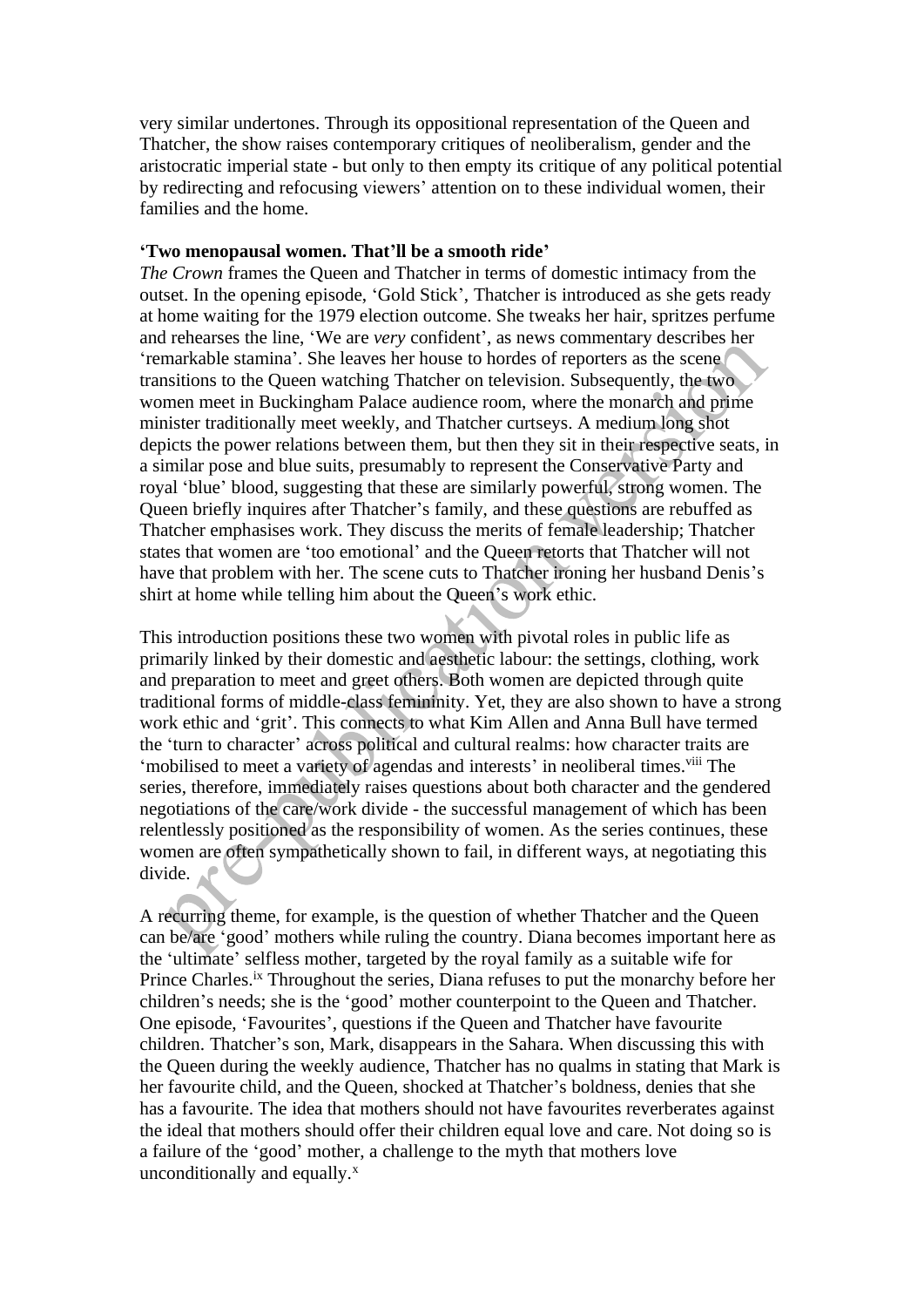very similar undertones. Through its oppositional representation of the Queen and Thatcher, the show raises contemporary critiques of neoliberalism, gender and the aristocratic imperial state - but only to then empty its critique of any political potential by redirecting and refocusing viewers' attention on to these individual women, their families and the home.

**'Two menopausal women. That'll be a smooth ride'**

*The Crown* frames the Queen and Thatcher in terms of domestic intimacy from the outset. In the opening episode, 'Gold Stick', Thatcher is introduced as she gets ready at home waiting for the 1979 election outcome. She tweaks her hair, spritzes perfume and rehearses the line, 'We are *very* confident', as news commentary describes her 'remarkable stamina'. She leaves her house to hordes of reporters as the scene transitions to the Queen watching Thatcher on television. Subsequently, the two women meet in Buckingham Palace audience room, where the monarch and prime minister traditionally meet weekly, and Thatcher curtseys. A medium long shot depicts the power relations between them, but then they sit in their respective seats, in a similar pose and blue suits, presumably to represent the Conservative Party and royal 'blue' blood, suggesting that these are similarly powerful, strong women. The Queen briefly inquires after Thatcher's family, and these questions are rebuffed as Thatcher emphasises work. They discuss the merits of female leadership; Thatcher states that women are 'too emotional' and the Queen retorts that Thatcher will not have that problem with her. The scene cuts to Thatcher ironing her husband Denis's shirt at home while telling him about the Queen's work ethic.

This introduction positions these two women with pivotal roles in public life as primarily linked by their domestic and aesthetic labour: the settings, clothing, work and preparation to meet and greet others. Both women are depicted through quite traditional forms of middle-class femininity. Yet, they are also shown to have a strong work ethic and 'grit'. This connects to what Kim Allen and Anna Bull have termed the 'turn to character' across political and cultural realms: how character traits are 'mobilised to meet a variety of agendas and interests' in neoliberal times.[viii] The series, therefore, immediately raises questions about both character and the gendered negotiations of the care/work divide - the successful management of which has been relentlessly positioned as the responsibility of women. As the series continues, these women are often sympathetically shown to fail, in different ways, at negotiating this divide.

A recurring theme, for example, is the question of whether Thatcher and the Queen can be/are 'good' mothers while ruling the country. Diana becomes important here as the 'ultimate' selfless mother, targeted by the royal family as a suitable wife for Prince Charles.[ix] Throughout the series, Diana refuses to put the monarchy before her children's needs; she is the 'good' mother counterpoint to the Queen and Thatcher. One episode, 'Favourites', questions if the Queen and Thatcher have favourite children. Thatcher's son, Mark, disappears in the Sahara. When discussing this with the Queen during the weekly audience, Thatcher has no qualms in stating that Mark is her favourite child, and the Queen, shocked at Thatcher's boldness, denies that she has a favourite. The idea that mothers should not have favourites reverberates against the ideal that mothers should offer their children equal love and care. Not doing so is a failure of the 'good' mother, a challenge to the myth that mothers love unconditionally and equally.[x]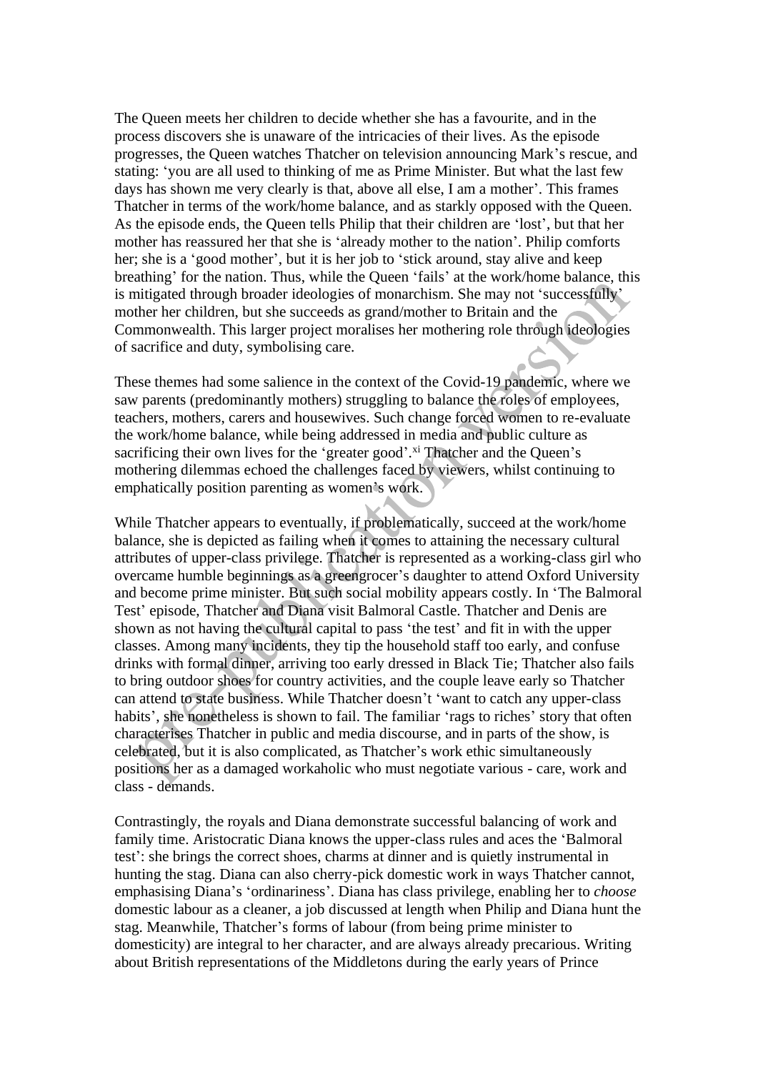The Queen meets her children to decide whether she has a favourite, and in the process discovers she is unaware of the intricacies of their lives. As the episode progresses, the Queen watches Thatcher on television announcing Mark's rescue, and stating: 'you are all used to thinking of me as Prime Minister. But what the last few days has shown me very clearly is that, above all else, I am a mother'. This frames Thatcher in terms of the work/home balance, and as starkly opposed with the Queen. As the episode ends, the Queen tells Philip that their children are 'lost', but that her mother has reassured her that she is 'already mother to the nation'. Philip comforts her; she is a 'good mother', but it is her job to 'stick around, stay alive and keep breathing' for the nation. Thus, while the Queen 'fails' at the work/home balance, this is mitigated through broader ideologies of monarchism. She may not 'successfully' mother her children, but she succeeds as grand/mother to Britain and the Commonwealth. This larger project moralises her mothering role through ideologies of sacrifice and duty, symbolising care.

These themes had some salience in the context of the Covid-19 pandemic, where we saw parents (predominantly mothers) struggling to balance the roles of employees, teachers, mothers, carers and housewives. Such change forced women to re-evaluate the work/home balance, while being addressed in media and public culture as sacrificing their own lives for the 'greater good'.[xi] Thatcher and the Queen's mothering dilemmas echoed the challenges faced by viewers, whilst continuing to emphatically position parenting as women's work.

While Thatcher appears to eventually, if problematically, succeed at the work/home balance, she is depicted as failing when it comes to attaining the necessary cultural attributes of upper-class privilege. Thatcher is represented as a working-class girl who overcame humble beginnings as a greengrocer's daughter to attend Oxford University and become prime minister. But such social mobility appears costly. In 'The Balmoral Test' episode, Thatcher and Diana visit Balmoral Castle. Thatcher and Denis are shown as not having the cultural capital to pass 'the test' and fit in with the upper classes. Among many incidents, they tip the household staff too early, and confuse drinks with formal dinner, arriving too early dressed in Black Tie; Thatcher also fails to bring outdoor shoes for country activities, and the couple leave early so Thatcher can attend to state business. While Thatcher doesn't 'want to catch any upper-class habits', she nonetheless is shown to fail. The familiar 'rags to riches' story that often characterises Thatcher in public and media discourse, and in parts of the show, is celebrated, but it is also complicated, as Thatcher's work ethic simultaneously positions her as a damaged workaholic who must negotiate various - care, work and class - demands.

Contrastingly, the royals and Diana demonstrate successful balancing of work and family time. Aristocratic Diana knows the upper-class rules and aces the 'Balmoral test': she brings the correct shoes, charms at dinner and is quietly instrumental in hunting the stag. Diana can also cherry-pick domestic work in ways Thatcher cannot, emphasising Diana's 'ordinariness'. Diana has class privilege, enabling her to *choose* domestic labour as a cleaner, a job discussed at length when Philip and Diana hunt the stag. Meanwhile, Thatcher's forms of labour (from being prime minister to domesticity) are integral to her character, and are always already precarious. Writing about British representations of the Middletons during the early years of Prince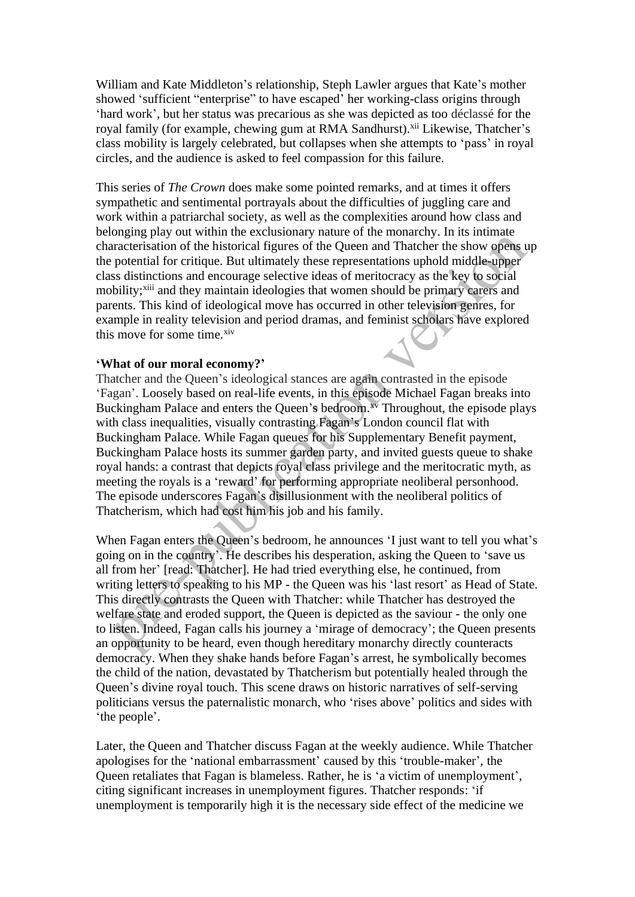William and Kate Middleton's relationship, Steph Lawler argues that Kate's mother showed 'sufficient "enterprise" to have escaped' her working-class origins through 'hard work', but her status was precarious as she was depicted as too déclassé for the royal family (for example, chewing gum at RMA Sandhurst).[xii] Likewise, Thatcher's class mobility is largely celebrated, but collapses when she attempts to 'pass' in royal circles, and the audience is asked to feel compassion for this failure.

This series of *The Crown* does make some pointed remarks, and at times it offers sympathetic and sentimental portrayals about the difficulties of juggling care and work within a patriarchal society, as well as the complexities around how class and belonging play out within the exclusionary nature of the monarchy. In its intimate characterisation of the historical figures of the Queen and Thatcher the show opens up the potential for critique. But ultimately these representations uphold middle-upper class distinctions and encourage selective ideas of meritocracy as the key to social mobility;[xiii] and they maintain ideologies that women should be primary carers and parents. This kind of ideological move has occurred in other television genres, for example in reality television and period dramas, and feminist scholars have explored this move for some time.[xiv]

**'What of our moral economy?'**

Thatcher and the Queen's ideological stances are again contrasted in the episode 'Fagan'. Loosely based on real-life events, in this episode Michael Fagan breaks into Buckingham Palace and enters the Queen's bedroom.[xv] Throughout, the episode plays with class inequalities, visually contrasting Fagan's London council flat with Buckingham Palace. While Fagan queues for his Supplementary Benefit payment, Buckingham Palace hosts its summer garden party, and invited guests queue to shake royal hands: a contrast that depicts royal class privilege and the meritocratic myth, as meeting the royals is a 'reward' for performing appropriate neoliberal personhood. The episode underscores Fagan's disillusionment with the neoliberal politics of Thatcherism, which had cost him his job and his family.

When Fagan enters the Queen's bedroom, he announces 'I just want to tell you what's going on in the country'. He describes his desperation, asking the Queen to 'save us all from her' [read: Thatcher]. He had tried everything else, he continued, from writing letters to speaking to his MP - the Queen was his 'last resort' as Head of State. This directly contrasts the Queen with Thatcher: while Thatcher has destroyed the welfare state and eroded support, the Queen is depicted as the saviour - the only one to listen. Indeed, Fagan calls his journey a 'mirage of democracy'; the Queen presents an opportunity to be heard, even though hereditary monarchy directly counteracts democracy. When they shake hands before Fagan's arrest, he symbolically becomes the child of the nation, devastated by Thatcherism but potentially healed through the Queen's divine royal touch. This scene draws on historic narratives of self-serving politicians versus the paternalistic monarch, who 'rises above' politics and sides with 'the people'.

Later, the Queen and Thatcher discuss Fagan at the weekly audience. While Thatcher apologises for the 'national embarrassment' caused by this 'trouble-maker', the Queen retaliates that Fagan is blameless. Rather, he is 'a victim of unemployment', citing significant increases in unemployment figures. Thatcher responds: 'if unemployment is temporarily high it is the necessary side effect of the medicine we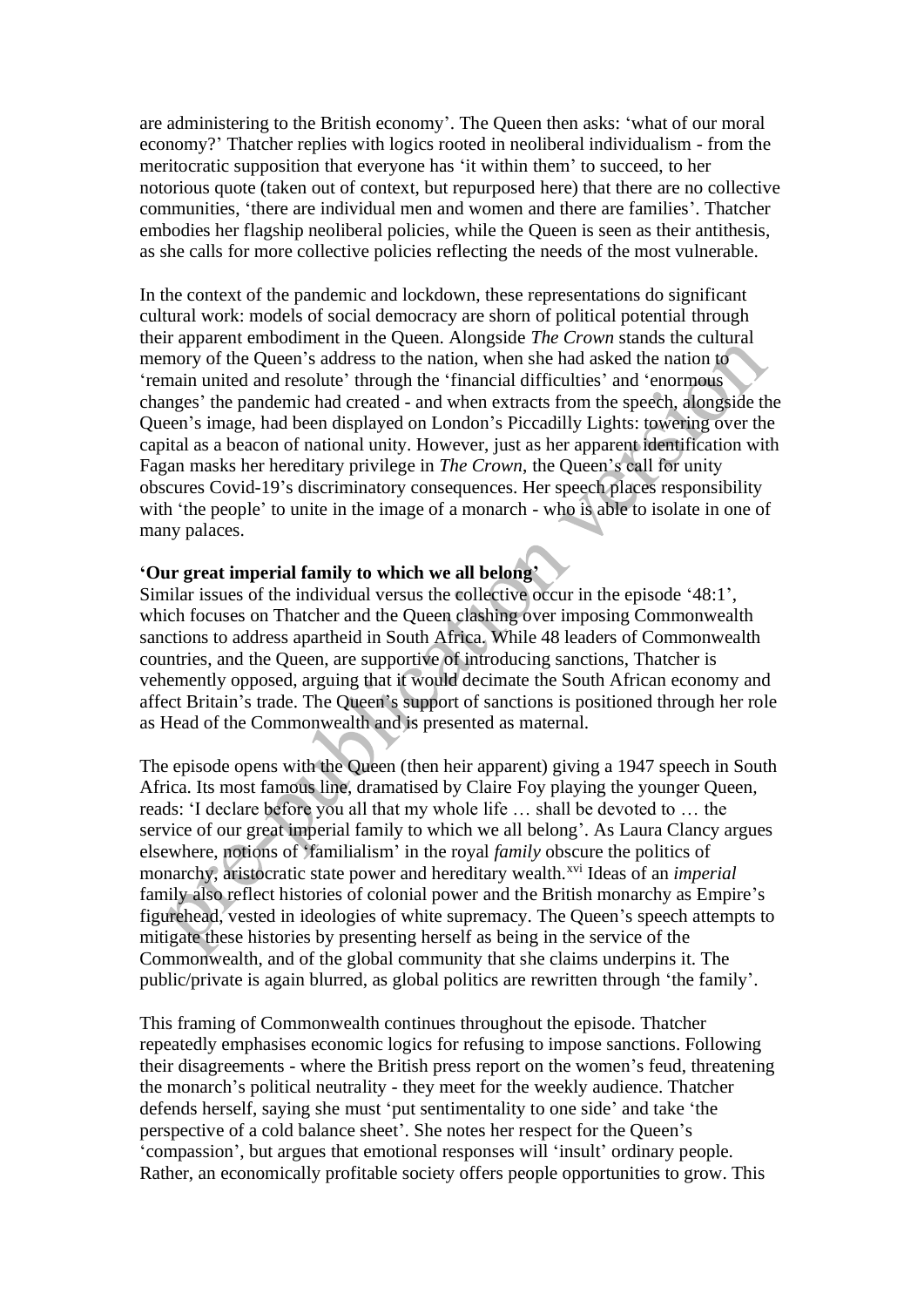are administering to the British economy'. The Queen then asks: 'what of our moral economy?' Thatcher replies with logics rooted in neoliberal individualism - from the meritocratic supposition that everyone has 'it within them' to succeed, to her notorious quote (taken out of context, but repurposed here) that there are no collective communities, 'there are individual men and women and there are families'. Thatcher embodies her flagship neoliberal policies, while the Queen is seen as their antithesis, as she calls for more collective policies reflecting the needs of the most vulnerable.

In the context of the pandemic and lockdown, these representations do significant cultural work: models of social democracy are shorn of political potential through their apparent embodiment in the Queen. Alongside *The Crown* stands the cultural memory of the Queen's address to the nation, when she had asked the nation to 'remain united and resolute' through the 'financial difficulties' and 'enormous changes' the pandemic had created - and when extracts from the speech, alongside the Queen's image, had been displayed on London's Piccadilly Lights: towering over the capital as a beacon of national unity. However, just as her apparent identification with Fagan masks her hereditary privilege in *The Crown*, the Queen's call for unity obscures Covid-19's discriminatory consequences. Her speech places responsibility with 'the people' to unite in the image of a monarch - who is able to isolate in one of many palaces.

**'Our great imperial family to which we all belong'**

Similar issues of the individual versus the collective occur in the episode '48:1', which focuses on Thatcher and the Queen clashing over imposing Commonwealth sanctions to address apartheid in South Africa. While 48 leaders of Commonwealth countries, and the Queen, are supportive of introducing sanctions, Thatcher is vehemently opposed, arguing that it would decimate the South African economy and affect Britain's trade. The Queen's support of sanctions is positioned through her role as Head of the Commonwealth and is presented as maternal.

The episode opens with the Queen (then heir apparent) giving a 1947 speech in South Africa. Its most famous line, dramatised by Claire Foy playing the younger Queen, reads: 'I declare before you all that my whole life … shall be devoted to … the service of our great imperial family to which we all belong'. As Laura Clancy argues elsewhere, notions of 'familialism' in the royal *family* obscure the politics of monarchy, aristocratic state power and hereditary wealth.[xvi] Ideas of an *imperial* family also reflect histories of colonial power and the British monarchy as Empire's figurehead, vested in ideologies of white supremacy. The Queen's speech attempts to mitigate these histories by presenting herself as being in the service of the Commonwealth, and of the global community that she claims underpins it. The public/private is again blurred, as global politics are rewritten through 'the family'.

This framing of Commonwealth continues throughout the episode. Thatcher repeatedly emphasises economic logics for refusing to impose sanctions. Following their disagreements - where the British press report on the women's feud, threatening the monarch's political neutrality - they meet for the weekly audience. Thatcher defends herself, saying she must 'put sentimentality to one side' and take 'the perspective of a cold balance sheet'. She notes her respect for the Queen's 'compassion', but argues that emotional responses will 'insult' ordinary people. Rather, an economically profitable society offers people opportunities to grow. This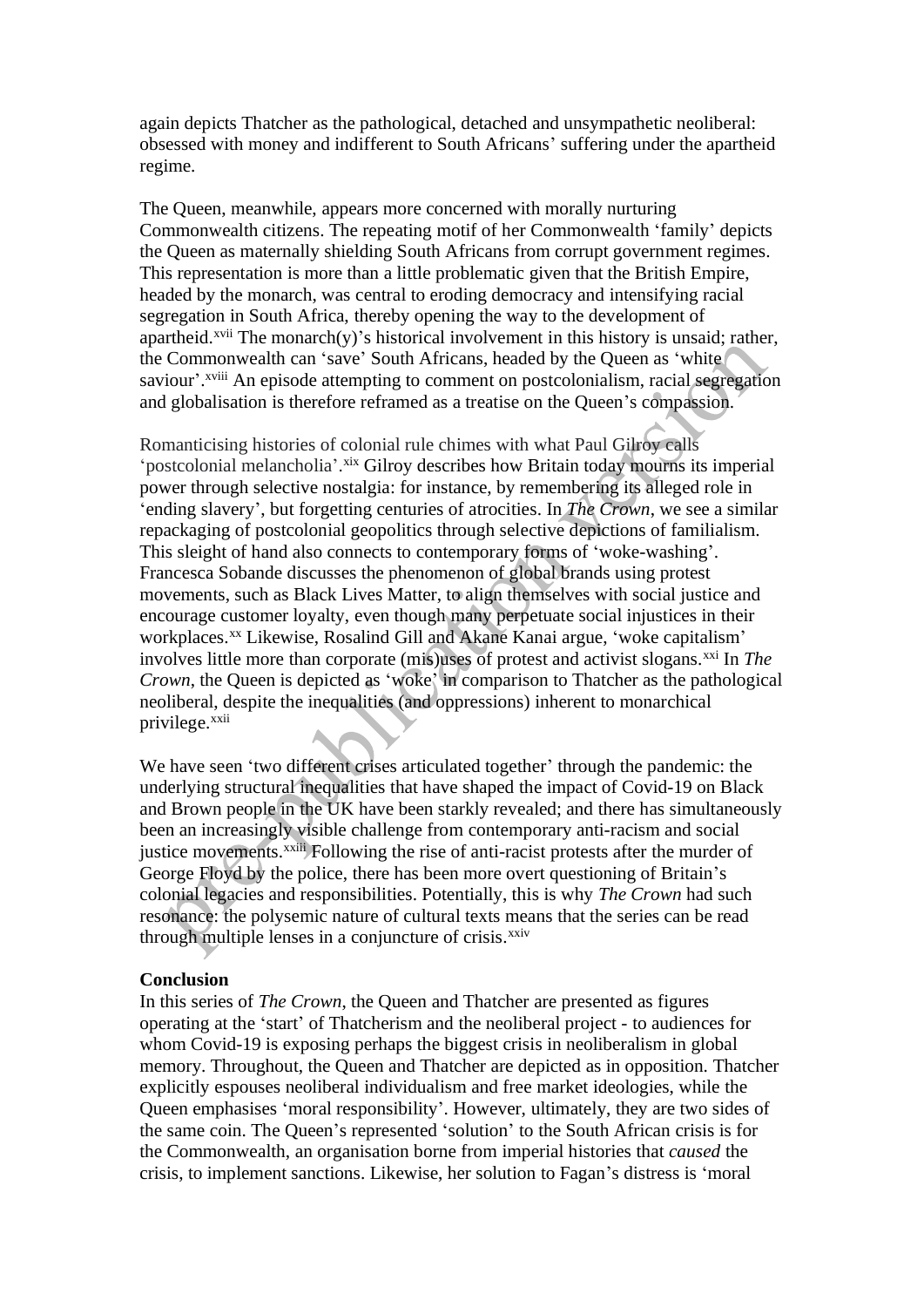again depicts Thatcher as the pathological, detached and unsympathetic neoliberal: obsessed with money and indifferent to South Africans' suffering under the apartheid regime.

The Queen, meanwhile, appears more concerned with morally nurturing Commonwealth citizens. The repeating motif of her Commonwealth 'family' depicts the Queen as maternally shielding South Africans from corrupt government regimes. This representation is more than a little problematic given that the British Empire, headed by the monarch, was central to eroding democracy and intensifying racial segregation in South Africa, thereby opening the way to the development of apartheid.[xvii] The monarch(y)'s historical involvement in this history is unsaid; rather, the Commonwealth can 'save' South Africans, headed by the Queen as 'white saviour'.[xviii] An episode attempting to comment on postcolonialism, racial segregation and globalisation is therefore reframed as a treatise on the Queen's compassion.

Romanticising histories of colonial rule chimes with what Paul Gilroy calls 'postcolonial melancholia'.[xix] Gilroy describes how Britain today mourns its imperial power through selective nostalgia: for instance, by remembering its alleged role in 'ending slavery', but forgetting centuries of atrocities. In *The Crown*, we see a similar repackaging of postcolonial geopolitics through selective depictions of familialism. This sleight of hand also connects to contemporary forms of 'woke-washing'. Francesca Sobande discusses the phenomenon of global brands using protest movements, such as Black Lives Matter, to align themselves with social justice and encourage customer loyalty, even though many perpetuate social injustices in their workplaces.[xx] Likewise, Rosalind Gill and Akane Kanai argue, 'woke capitalism' involves little more than corporate (mis)uses of protest and activist slogans.[xxi] In *The Crown*, the Queen is depicted as 'woke' in comparison to Thatcher as the pathological neoliberal, despite the inequalities (and oppressions) inherent to monarchical privilege.[xxii]

We have seen 'two different crises articulated together' through the pandemic: the underlying structural inequalities that have shaped the impact of Covid-19 on Black and Brown people in the UK have been starkly revealed; and there has simultaneously been an increasingly visible challenge from contemporary anti-racism and social justice movements.[xxiii] Following the rise of anti-racist protests after the murder of George Floyd by the police, there has been more overt questioning of Britain's colonial legacies and responsibilities. Potentially, this is why *The Crown* had such resonance: the polysemic nature of cultural texts means that the series can be read through multiple lenses in a conjuncture of crisis.[xxiv]

**Conclusion**

In this series of *The Crown*, the Queen and Thatcher are presented as figures operating at the 'start' of Thatcherism and the neoliberal project - to audiences for whom Covid-19 is exposing perhaps the biggest crisis in neoliberalism in global memory. Throughout, the Queen and Thatcher are depicted as in opposition. Thatcher explicitly espouses neoliberal individualism and free market ideologies, while the Queen emphasises 'moral responsibility'. However, ultimately, they are two sides of the same coin. The Queen's represented 'solution' to the South African crisis is for the Commonwealth, an organisation borne from imperial histories that *caused* the crisis, to implement sanctions. Likewise, her solution to Fagan's distress is 'moral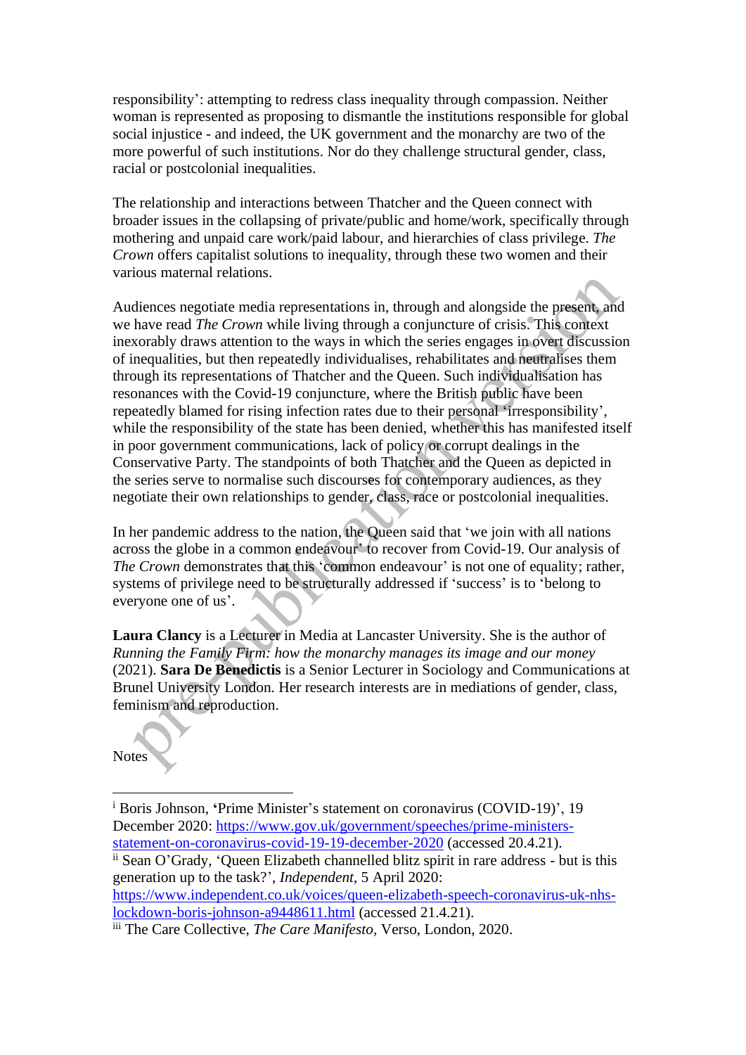responsibility': attempting to redress class inequality through compassion. Neither woman is represented as proposing to dismantle the institutions responsible for global social injustice - and indeed, the UK government and the monarchy are two of the more powerful of such institutions. Nor do they challenge structural gender, class, racial or postcolonial inequalities.

The relationship and interactions between Thatcher and the Queen connect with broader issues in the collapsing of private/public and home/work, specifically through mothering and unpaid care work/paid labour, and hierarchies of class privilege. *The Crown* offers capitalist solutions to inequality, through these two women and their various maternal relations.

Audiences negotiate media representations in, through and alongside the present, and we have read *The Crown* while living through a conjuncture of crisis. This context inexorably draws attention to the ways in which the series engages in overt discussion of inequalities, but then repeatedly individualises, rehabilitates and neutralises them through its representations of Thatcher and the Queen. Such individualisation has resonances with the Covid-19 conjuncture, where the British public have been repeatedly blamed for rising infection rates due to their personal 'irresponsibility', while the responsibility of the state has been denied, whether this has manifested itself in poor government communications, lack of policy or corrupt dealings in the Conservative Party. The standpoints of both Thatcher and the Queen as depicted in the series serve to normalise such discourses for contemporary audiences, as they negotiate their own relationships to gender, class, race or postcolonial inequalities.

In her pandemic address to the nation, the Queen said that 'we join with all nations across the globe in a common endeavour' to recover from Covid-19. Our analysis of *The Crown* demonstrates that this 'common endeavour' is not one of equality; rather, systems of privilege need to be structurally addressed if 'success' is to 'belong to everyone one of us'.

**Laura Clancy** is a Lecturer in Media at Lancaster University. She is the author of *Running the Family Firm: how the monarchy manages its image and our money* (2021). **Sara De Benedictis** is a Senior Lecturer in Sociology and Communications at Brunel University London. Her research interests are in mediations of gender, class, feminism and reproduction.

Notes

[i] Boris Johnson, 'Prime Minister's statement on coronavirus (COVID-19)', 19 December 2020: https://www.gov.uk/government/speeches/prime-ministers-statement-on-coronavirus-covid-19-19-december-2020 (accessed 20.4.21).

[ii] Sean O'Grady, 'Queen Elizabeth channelled blitz spirit in rare address - but is this generation up to the task?', *Independent*, 5 April 2020: https://www.independent.co.uk/voices/queen-elizabeth-speech-coronavirus-uk-nhs-lockdown-boris-johnson-a9448611.html (accessed 21.4.21).

[iii] The Care Collective, *The Care Manifesto*, Verso, London, 2020.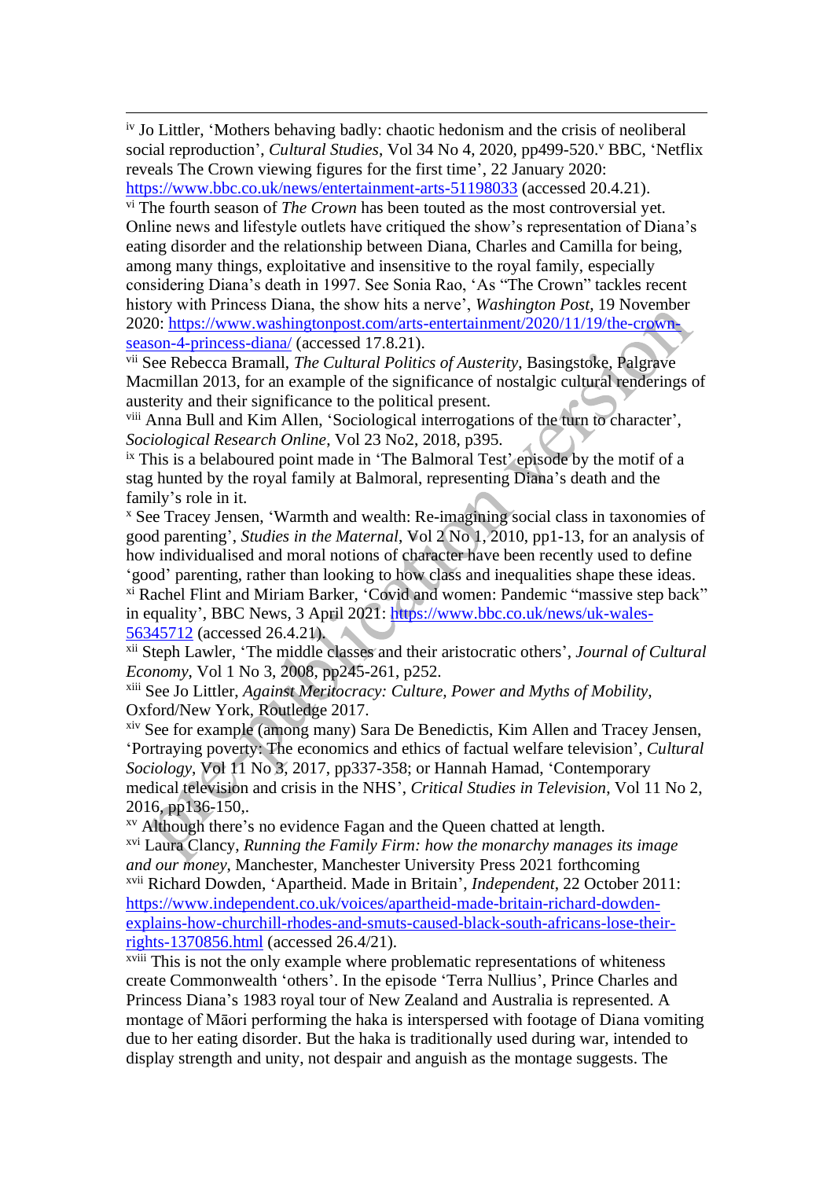[iv] Jo Littler, 'Mothers behaving badly: chaotic hedonism and the crisis of neoliberal social reproduction', *Cultural Studies*, Vol 34 No 4, 2020, pp499-520.[v] BBC, 'Netflix reveals The Crown viewing figures for the first time', 22 January 2020: https://www.bbc.co.uk/news/entertainment-arts-51198033 (accessed 20.4.21).

[vi] The fourth season of *The Crown* has been touted as the most controversial yet. Online news and lifestyle outlets have critiqued the show's representation of Diana's eating disorder and the relationship between Diana, Charles and Camilla for being, among many things, exploitative and insensitive to the royal family, especially considering Diana's death in 1997. See Sonia Rao, 'As "The Crown" tackles recent history with Princess Diana, the show hits a nerve', *Washington Post*, 19 November 2020: https://www.washingtonpost.com/arts-entertainment/2020/11/19/the-crown-season-4-princess-diana/ (accessed 17.8.21).

[vii] See Rebecca Bramall, *The Cultural Politics of Austerity*, Basingstoke, Palgrave Macmillan 2013, for an example of the significance of nostalgic cultural renderings of austerity and their significance to the political present.

[viii] Anna Bull and Kim Allen, 'Sociological interrogations of the turn to character', *Sociological Research Online*, Vol 23 No2, 2018, p395.

[ix] This is a belaboured point made in 'The Balmoral Test' episode by the motif of a stag hunted by the royal family at Balmoral, representing Diana's death and the family's role in it.

[x] See Tracey Jensen, 'Warmth and wealth: Re-imagining social class in taxonomies of good parenting', *Studies in the Maternal*, Vol 2 No 1, 2010, pp1-13, for an analysis of how individualised and moral notions of character have been recently used to define 'good' parenting, rather than looking to how class and inequalities shape these ideas.

[xi] Rachel Flint and Miriam Barker, 'Covid and women: Pandemic "massive step back" in equality', BBC News, 3 April 2021: https://www.bbc.co.uk/news/uk-wales-56345712 (accessed 26.4.21).

[xii] Steph Lawler, 'The middle classes and their aristocratic others', *Journal of Cultural Economy*, Vol 1 No 3, 2008, pp245-261, p252.

[xiii] See Jo Littler, *Against Meritocracy: Culture, Power and Myths of Mobility*, Oxford/New York, Routledge 2017.

[xiv] See for example (among many) Sara De Benedictis, Kim Allen and Tracey Jensen, 'Portraying poverty: The economics and ethics of factual welfare television', *Cultural Sociology*, Vol 11 No 3, 2017, pp337-358; or Hannah Hamad, 'Contemporary medical television and crisis in the NHS', *Critical Studies in Television*, Vol 11 No 2, 2016, pp136-150,.

[xv] Although there's no evidence Fagan and the Queen chatted at length.

[xvi] Laura Clancy, *Running the Family Firm: how the monarchy manages its image and our money*, Manchester, Manchester University Press 2021 forthcoming

[xvii] Richard Dowden, 'Apartheid. Made in Britain', *Independent*, 22 October 2011: https://www.independent.co.uk/voices/apartheid-made-britain-richard-dowden-explains-how-churchill-rhodes-and-smuts-caused-black-south-africans-lose-their-rights-1370856.html (accessed 26.4/21).

[xviii] This is not the only example where problematic representations of whiteness create Commonwealth 'others'. In the episode 'Terra Nullius', Prince Charles and Princess Diana's 1983 royal tour of New Zealand and Australia is represented. A montage of Māori performing the haka is interspersed with footage of Diana vomiting due to her eating disorder. But the haka is traditionally used during war, intended to display strength and unity, not despair and anguish as the montage suggests. The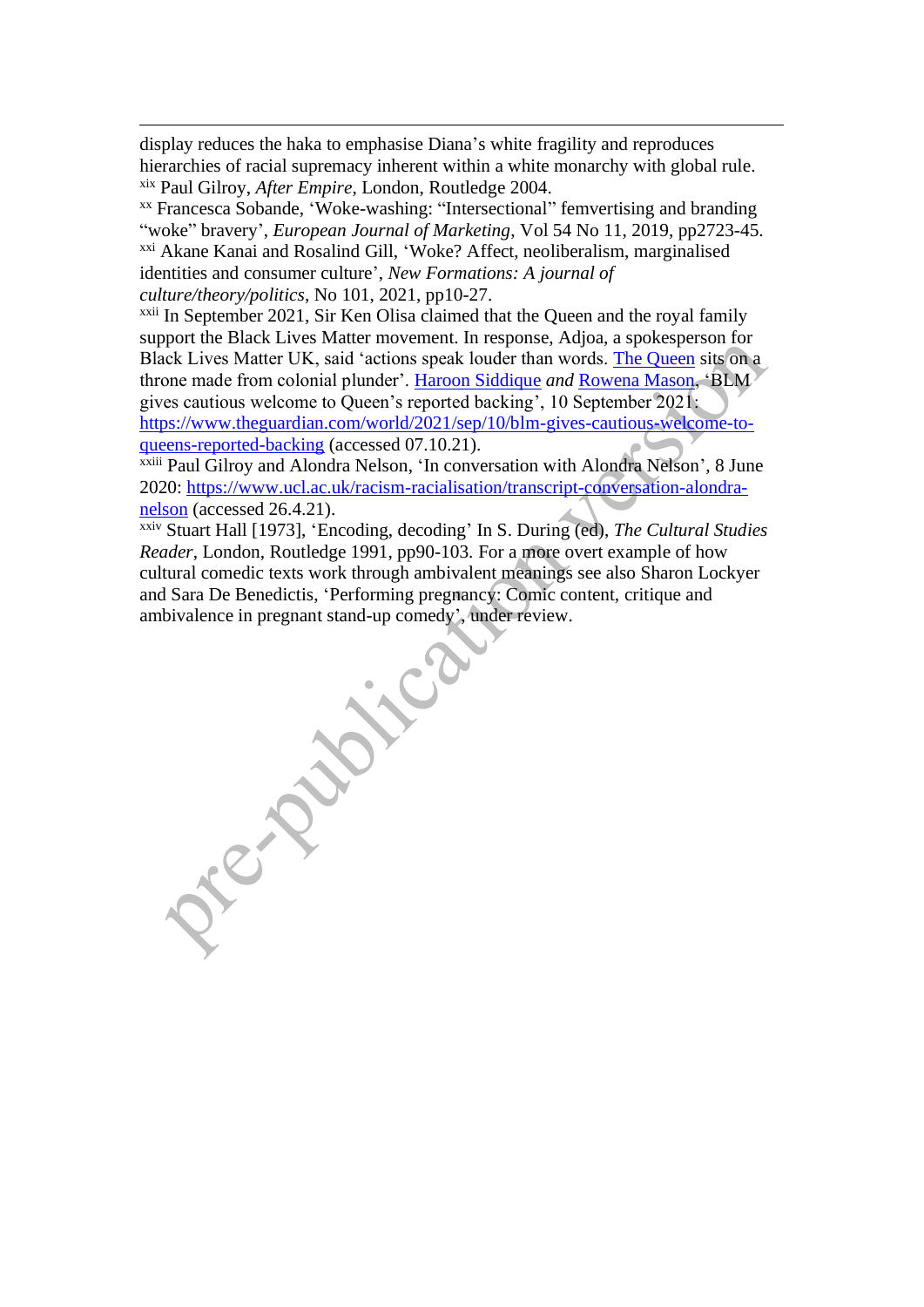display reduces the haka to emphasise Diana's white fragility and reproduces hierarchies of racial supremacy inherent within a white monarchy with global rule.

[xix] Paul Gilroy, *After Empire*, London, Routledge 2004.

[xx] Francesca Sobande, 'Woke-washing: "Intersectional" femvertising and branding "woke" bravery', *European Journal of Marketing*, Vol 54 No 11, 2019, pp2723-45.

[xxi] Akane Kanai and Rosalind Gill, 'Woke? Affect, neoliberalism, marginalised identities and consumer culture', *New Formations: A journal of culture/theory/politics*, No 101, 2021, pp10-27.

[xxii] In September 2021, Sir Ken Olisa claimed that the Queen and the royal family support the Black Lives Matter movement. In response, Adjoa, a spokesperson for Black Lives Matter UK, said 'actions speak louder than words. The Queen sits on a throne made from colonial plunder'. Haroon Siddique *and* Rowena Mason, 'BLM gives cautious welcome to Queen's reported backing', 10 September 2021: https://www.theguardian.com/world/2021/sep/10/blm-gives-cautious-welcome-to-queens-reported-backing (accessed 07.10.21).

[xxiii] Paul Gilroy and Alondra Nelson, 'In conversation with Alondra Nelson', 8 June 2020: https://www.ucl.ac.uk/racism-racialisation/transcript-conversation-alondra-nelson (accessed 26.4.21).

[xxiv] Stuart Hall [1973], 'Encoding, decoding' In S. During (ed), *The Cultural Studies Reader*, London, Routledge 1991, pp90-103. For a more overt example of how cultural comedic texts work through ambivalent meanings see also Sharon Lockyer and Sara De Benedictis, 'Performing pregnancy: Comic content, critique and ambivalence in pregnant stand-up comedy', under review.